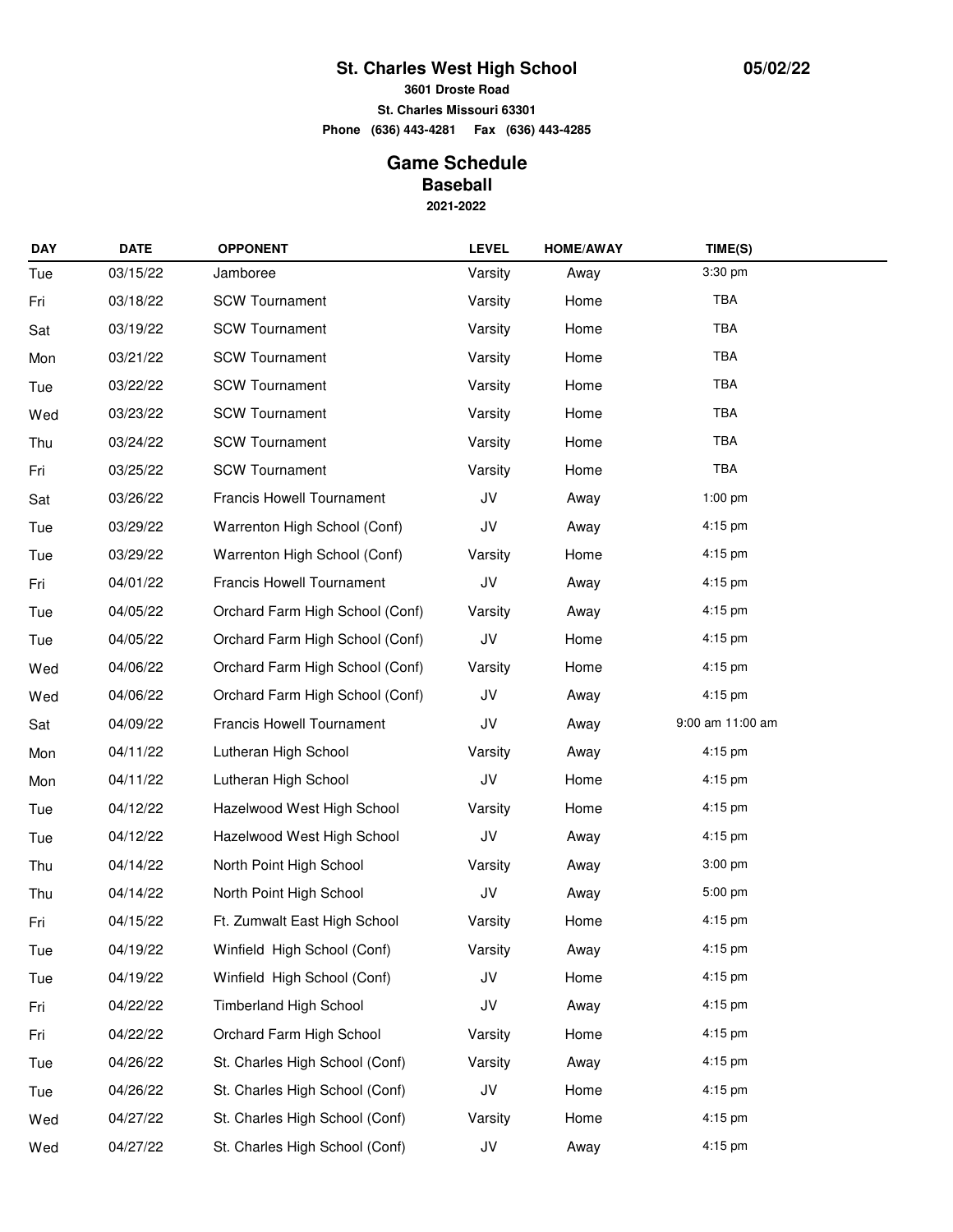# St. Charles West High School

05/02/22

**3601 Droste Road**

**St. Charles Missouri 63301**

**Phone (636) 443-4281 Fax (636) 443-4285**

## Game Schedule

### Baseball

**2021-2022**

| DAY | DATE | OPPONENT | LEVEL | HOME/AWAY | TIME(S) |
|---|---|---|---|---|---|
| Tue | 03/15/22 | Jamboree | Varsity | Away | 3:30 pm |
| Fri | 03/18/22 | SCW Tournament | Varsity | Home | TBA |
| Sat | 03/19/22 | SCW Tournament | Varsity | Home | TBA |
| Mon | 03/21/22 | SCW Tournament | Varsity | Home | TBA |
| Tue | 03/22/22 | SCW Tournament | Varsity | Home | TBA |
| Wed | 03/23/22 | SCW Tournament | Varsity | Home | TBA |
| Thu | 03/24/22 | SCW Tournament | Varsity | Home | TBA |
| Fri | 03/25/22 | SCW Tournament | Varsity | Home | TBA |
| Sat | 03/26/22 | Francis Howell Tournament | JV | Away | 1:00 pm |
| Tue | 03/29/22 | Warrenton High School (Conf) | JV | Away | 4:15 pm |
| Tue | 03/29/22 | Warrenton High School (Conf) | Varsity | Home | 4:15 pm |
| Fri | 04/01/22 | Francis Howell Tournament | JV | Away | 4:15 pm |
| Tue | 04/05/22 | Orchard Farm High School (Conf) | Varsity | Away | 4:15 pm |
| Tue | 04/05/22 | Orchard Farm High School (Conf) | JV | Home | 4:15 pm |
| Wed | 04/06/22 | Orchard Farm High School (Conf) | Varsity | Home | 4:15 pm |
| Wed | 04/06/22 | Orchard Farm High School (Conf) | JV | Away | 4:15 pm |
| Sat | 04/09/22 | Francis Howell Tournament | JV | Away | 9:00 am 11:00 am |
| Mon | 04/11/22 | Lutheran High School | Varsity | Away | 4:15 pm |
| Mon | 04/11/22 | Lutheran High School | JV | Home | 4:15 pm |
| Tue | 04/12/22 | Hazelwood West High School | Varsity | Home | 4:15 pm |
| Tue | 04/12/22 | Hazelwood West High School | JV | Away | 4:15 pm |
| Thu | 04/14/22 | North Point High School | Varsity | Away | 3:00 pm |
| Thu | 04/14/22 | North Point High School | JV | Away | 5:00 pm |
| Fri | 04/15/22 | Ft. Zumwalt East High School | Varsity | Home | 4:15 pm |
| Tue | 04/19/22 | Winfield High School (Conf) | Varsity | Away | 4:15 pm |
| Tue | 04/19/22 | Winfield High School (Conf) | JV | Home | 4:15 pm |
| Fri | 04/22/22 | Timberland High School | JV | Away | 4:15 pm |
| Fri | 04/22/22 | Orchard Farm High School | Varsity | Home | 4:15 pm |
| Tue | 04/26/22 | St. Charles High School (Conf) | Varsity | Away | 4:15 pm |
| Tue | 04/26/22 | St. Charles High School (Conf) | JV | Home | 4:15 pm |
| Wed | 04/27/22 | St. Charles High School (Conf) | Varsity | Home | 4:15 pm |
| Wed | 04/27/22 | St. Charles High School (Conf) | JV | Away | 4:15 pm |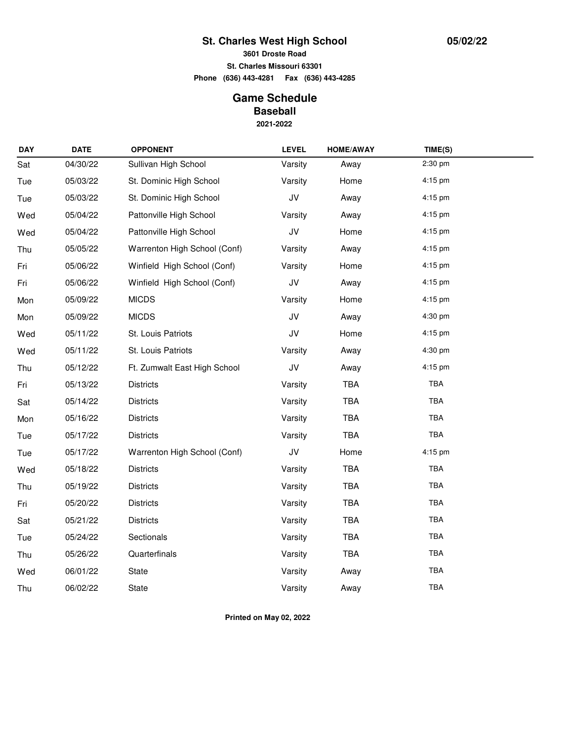**St. Charles West High School** **05/02/22**

**3601 Droste Road**

**St. Charles Missouri 63301**

**Phone (636) 443-4281 Fax (636) 443-4285**

## Game Schedule
### Baseball
**2021-2022**

| DAY | DATE | OPPONENT | LEVEL | HOME/AWAY | TIME(S) |
|---|---|---|---|---|---|
| Sat | 04/30/22 | Sullivan High School | Varsity | Away | 2:30 pm |
| Tue | 05/03/22 | St. Dominic High School | Varsity | Home | 4:15 pm |
| Tue | 05/03/22 | St. Dominic High School | JV | Away | 4:15 pm |
| Wed | 05/04/22 | Pattonville High School | Varsity | Away | 4:15 pm |
| Wed | 05/04/22 | Pattonville High School | JV | Home | 4:15 pm |
| Thu | 05/05/22 | Warrenton High School (Conf) | Varsity | Away | 4:15 pm |
| Fri | 05/06/22 | Winfield High School (Conf) | Varsity | Home | 4:15 pm |
| Fri | 05/06/22 | Winfield High School (Conf) | JV | Away | 4:15 pm |
| Mon | 05/09/22 | MICDS | Varsity | Home | 4:15 pm |
| Mon | 05/09/22 | MICDS | JV | Away | 4:30 pm |
| Wed | 05/11/22 | St. Louis Patriots | JV | Home | 4:15 pm |
| Wed | 05/11/22 | St. Louis Patriots | Varsity | Away | 4:30 pm |
| Thu | 05/12/22 | Ft. Zumwalt East High School | JV | Away | 4:15 pm |
| Fri | 05/13/22 | Districts | Varsity | TBA | TBA |
| Sat | 05/14/22 | Districts | Varsity | TBA | TBA |
| Mon | 05/16/22 | Districts | Varsity | TBA | TBA |
| Tue | 05/17/22 | Districts | Varsity | TBA | TBA |
| Tue | 05/17/22 | Warrenton High School (Conf) | JV | Home | 4:15 pm |
| Wed | 05/18/22 | Districts | Varsity | TBA | TBA |
| Thu | 05/19/22 | Districts | Varsity | TBA | TBA |
| Fri | 05/20/22 | Districts | Varsity | TBA | TBA |
| Sat | 05/21/22 | Districts | Varsity | TBA | TBA |
| Tue | 05/24/22 | Sectionals | Varsity | TBA | TBA |
| Thu | 05/26/22 | Quarterfinals | Varsity | TBA | TBA |
| Wed | 06/01/22 | State | Varsity | Away | TBA |
| Thu | 06/02/22 | State | Varsity | Away | TBA |

**Printed on May 02, 2022**